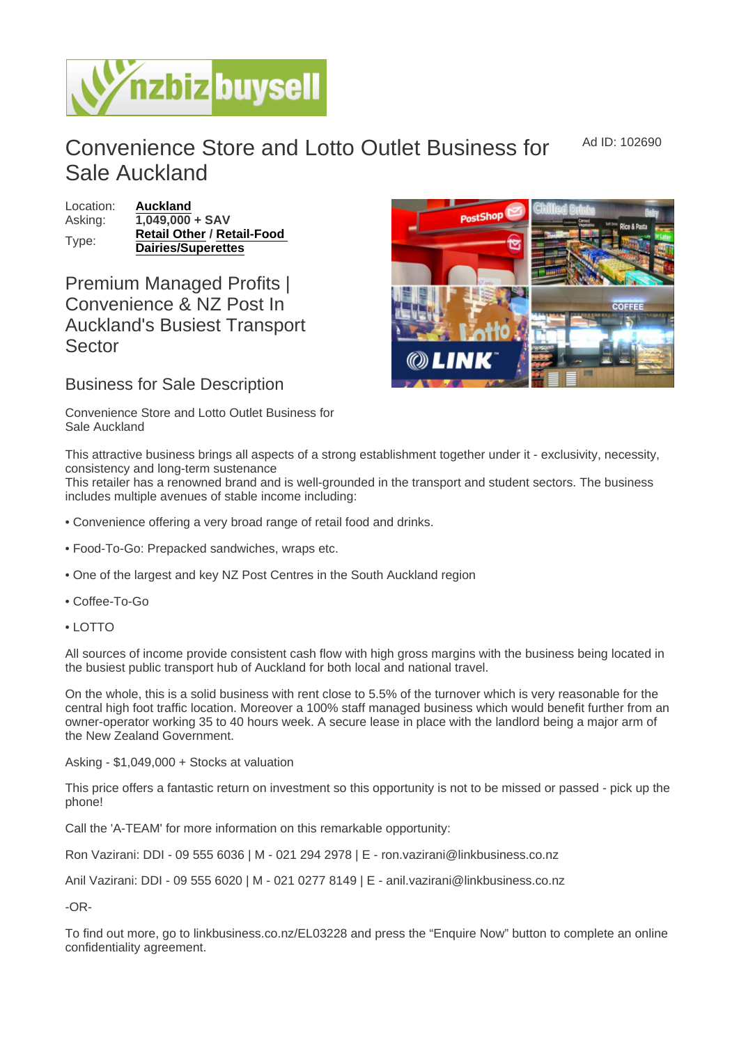# Convenience Store and Lotto Outlet Business for Sale Auckland

Ad ID: 102690

| | |
|---|---|
| Location: | **Auckland** |
| Asking: | **1,049,000 + SAV** |
| Type: | **Retail Other / Retail-Food Dairies/Superettes** |

## Premium Managed Profits | Convenience & NZ Post In Auckland's Busiest Transport Sector

## Business for Sale Description

Convenience Store and Lotto Outlet Business for Sale Auckland

This attractive business brings all aspects of a strong establishment together under it - exclusivity, necessity, consistency and long-term sustenance
This retailer has a renowned brand and is well-grounded in the transport and student sectors. The business includes multiple avenues of stable income including:

- Convenience offering a very broad range of retail food and drinks.
- Food-To-Go: Prepacked sandwiches, wraps etc.
- One of the largest and key NZ Post Centres in the South Auckland region
- Coffee-To-Go
- LOTTO

All sources of income provide consistent cash flow with high gross margins with the business being located in the busiest public transport hub of Auckland for both local and national travel.

On the whole, this is a solid business with rent close to 5.5% of the turnover which is very reasonable for the central high foot traffic location. Moreover a 100% staff managed business which would benefit further from an owner-operator working 35 to 40 hours week. A secure lease in place with the landlord being a major arm of the New Zealand Government.

Asking - $1,049,000 + Stocks at valuation

This price offers a fantastic return on investment so this opportunity is not to be missed or passed - pick up the phone!

Call the 'A-TEAM' for more information on this remarkable opportunity:

Ron Vazirani: DDI - 09 555 6036 | M - 021 294 2978 | E - ron.vazirani@linkbusiness.co.nz

Anil Vazirani: DDI - 09 555 6020 | M - 021 0277 8149 | E - anil.vazirani@linkbusiness.co.nz

-OR-

To find out more, go to linkbusiness.co.nz/EL03228 and press the “Enquire Now” button to complete an online confidentiality agreement.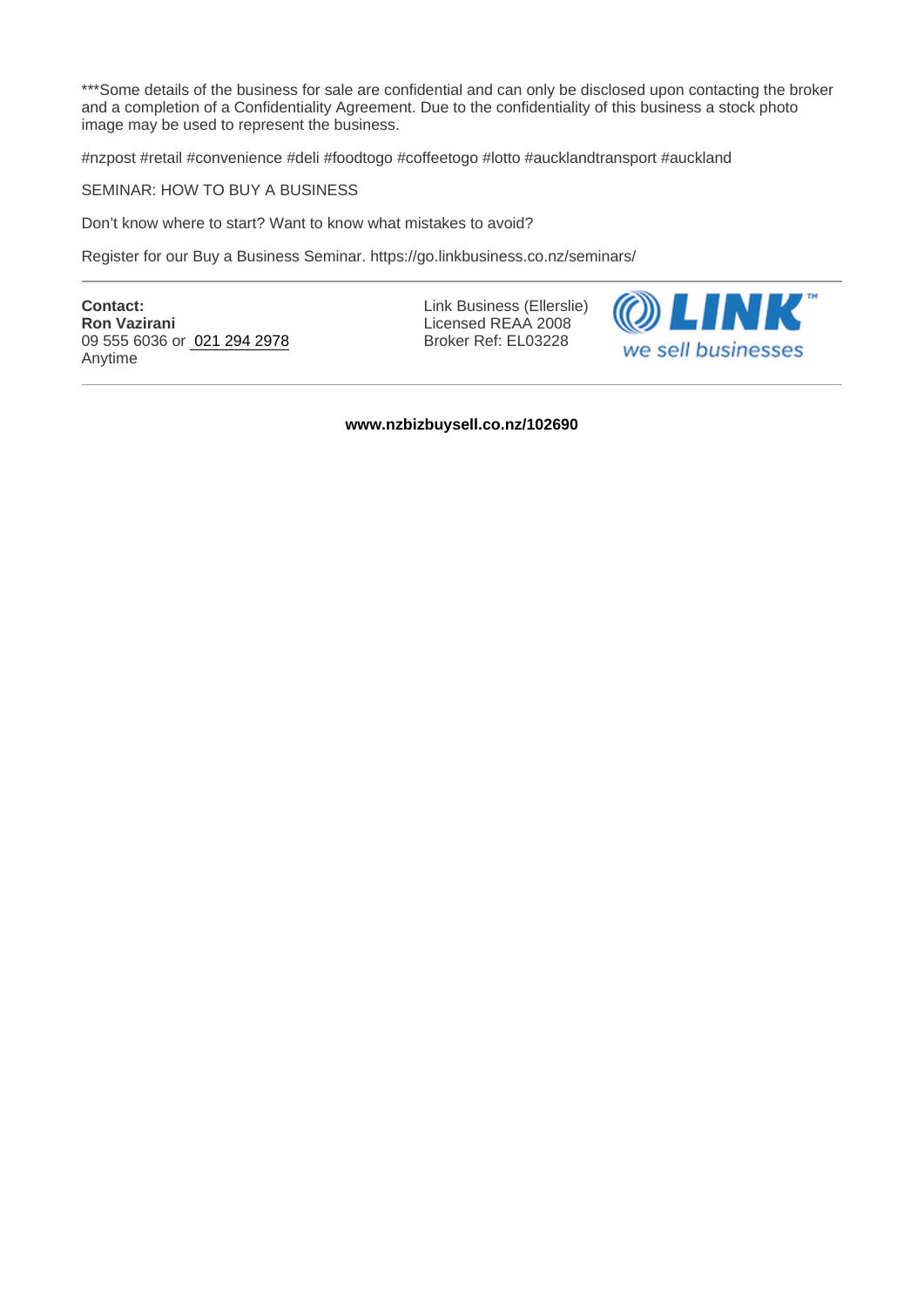***Some details of the business for sale are confidential and can only be disclosed upon contacting the broker and a completion of a Confidentiality Agreement. Due to the confidentiality of this business a stock photo image may be used to represent the business.

#nzpost #retail #convenience #deli #foodtogo #coffeetogo #lotto #aucklandtransport #auckland

SEMINAR: HOW TO BUY A BUSINESS

Don’t know where to start? Want to know what mistakes to avoid?

Register for our Buy a Business Seminar. https://go.linkbusiness.co.nz/seminars/

---

**Contact:**
**Ron Vazirani**
09 555 6036 or 021 294 2978
Anytime

Link Business (Ellerslie)
Licensed REAA 2008
Broker Ref: EL03228

LINK™
we sell businesses

---

**www.nzbizbuysell.co.nz/102690**